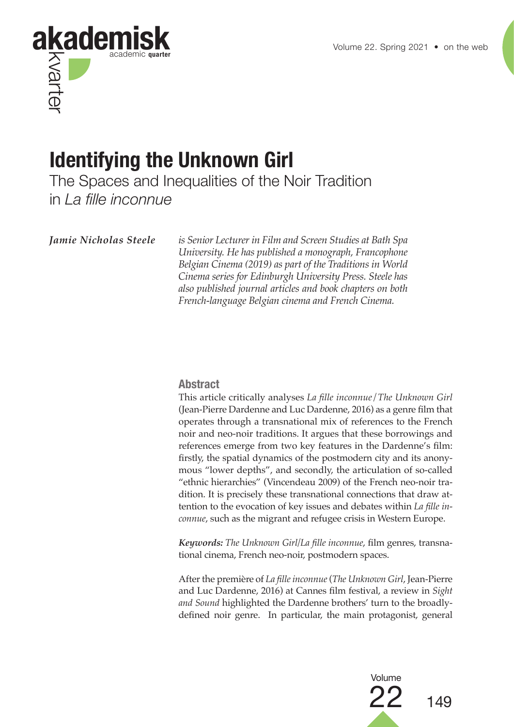# Identifying the Unknown Girl

## The Spaces and Inequalities of the Noir Tradition in *La fille inconnue*

***Jamie Nicholas Steele*** *is Senior Lecturer in Film and Screen Studies at Bath Spa University. He has published a monograph, Francophone Belgian Cinema (2019) as part of the Traditions in World Cinema series for Edinburgh University Press. Steele has also published journal articles and book chapters on both French-language Belgian cinema and French Cinema.*

### Abstract

This article critically analyses *La fille inconnue*/*The Unknown Girl* (Jean-Pierre Dardenne and Luc Dardenne, 2016) as a genre film that operates through a transnational mix of references to the French noir and neo-noir traditions. It argues that these borrowings and references emerge from two key features in the Dardenne's film: firstly, the spatial dynamics of the postmodern city and its anonymous "lower depths", and secondly, the articulation of so-called "ethnic hierarchies" (Vincendeau 2009) of the French neo-noir tradition. It is precisely these transnational connections that draw attention to the evocation of key issues and debates within *La fille inconnue*, such as the migrant and refugee crisis in Western Europe.

***Keywords:*** *The Unknown Girl*/*La fille inconnue*, film genres, transnational cinema, French neo-noir, postmodern spaces.

After the première of *La fille inconnue* (*The Unknown Girl*, Jean-Pierre and Luc Dardenne, 2016) at Cannes film festival, a review in *Sight and Sound* highlighted the Dardenne brothers' turn to the broadly-defined noir genre. In particular, the main protagonist, general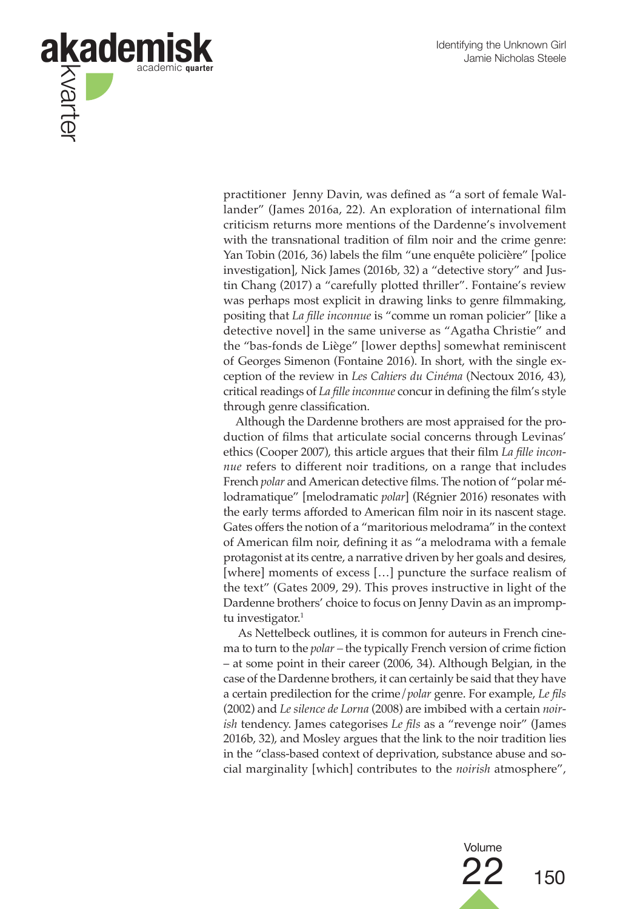practitioner Jenny Davin, was defined as "a sort of female Wallander" (James 2016a, 22). An exploration of international film criticism returns more mentions of the Dardenne's involvement with the transnational tradition of film noir and the crime genre: Yan Tobin (2016, 36) labels the film "une enquête policière" [police investigation], Nick James (2016b, 32) a "detective story" and Justin Chang (2017) a "carefully plotted thriller". Fontaine's review was perhaps most explicit in drawing links to genre filmmaking, positing that *La fille inconnue* is "comme un roman policier" [like a detective novel] in the same universe as "Agatha Christie" and the "bas-fonds de Liège" [lower depths] somewhat reminiscent of Georges Simenon (Fontaine 2016). In short, with the single exception of the review in *Les Cahiers du Cinéma* (Nectoux 2016, 43), critical readings of *La fille inconnue* concur in defining the film's style through genre classification.

Although the Dardenne brothers are most appraised for the production of films that articulate social concerns through Levinas' ethics (Cooper 2007), this article argues that their film *La fille inconnue* refers to different noir traditions, on a range that includes French *polar* and American detective films. The notion of "polar mélodramatique" [melodramatic *polar*] (Régnier 2016) resonates with the early terms afforded to American film noir in its nascent stage. Gates offers the notion of a "maritorious melodrama" in the context of American film noir, defining it as "a melodrama with a female protagonist at its centre, a narrative driven by her goals and desires, [where] moments of excess […] puncture the surface realism of the text" (Gates 2009, 29). This proves instructive in light of the Dardenne brothers' choice to focus on Jenny Davin as an impromptu investigator.[1]

As Nettelbeck outlines, it is common for auteurs in French cinema to turn to the *polar* – the typically French version of crime fiction – at some point in their career (2006, 34). Although Belgian, in the case of the Dardenne brothers, it can certainly be said that they have a certain predilection for the crime/*polar* genre. For example, *Le fils* (2002) and *Le silence de Lorna* (2008) are imbibed with a certain *noirish* tendency. James categorises *Le fils* as a "revenge noir" (James 2016b, 32), and Mosley argues that the link to the noir tradition lies in the "class-based context of deprivation, substance abuse and social marginality [which] contributes to the *noirish* atmosphere",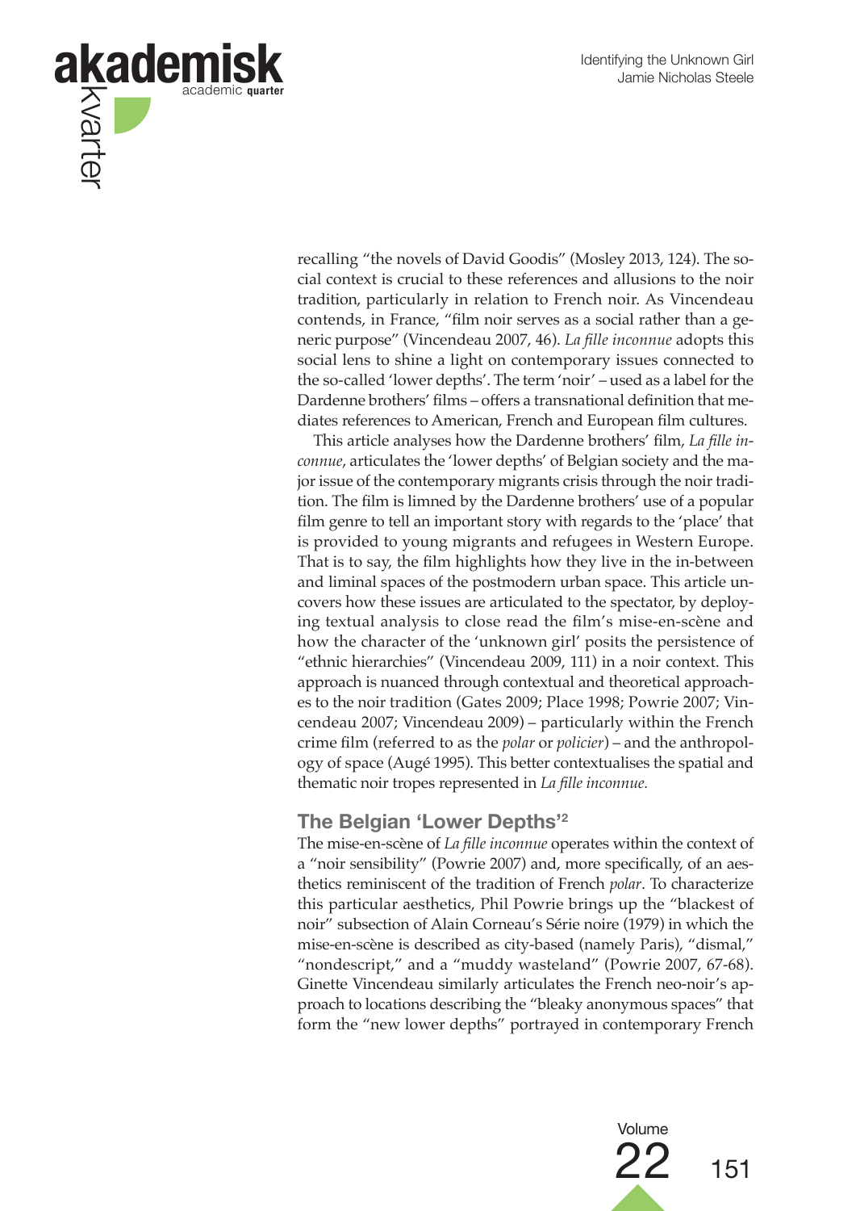recalling "the novels of David Goodis" (Mosley 2013, 124). The social context is crucial to these references and allusions to the noir tradition, particularly in relation to French noir. As Vincendeau contends, in France, "film noir serves as a social rather than a generic purpose" (Vincendeau 2007, 46). *La fille inconnue* adopts this social lens to shine a light on contemporary issues connected to the so-called 'lower depths'. The term 'noir' – used as a label for the Dardenne brothers' films – offers a transnational definition that mediates references to American, French and European film cultures.

This article analyses how the Dardenne brothers' film, *La fille inconnue*, articulates the 'lower depths' of Belgian society and the major issue of the contemporary migrants crisis through the noir tradition. The film is limned by the Dardenne brothers' use of a popular film genre to tell an important story with regards to the 'place' that is provided to young migrants and refugees in Western Europe. That is to say, the film highlights how they live in the in-between and liminal spaces of the postmodern urban space. This article uncovers how these issues are articulated to the spectator, by deploying textual analysis to close read the film's mise-en-scène and how the character of the 'unknown girl' posits the persistence of "ethnic hierarchies" (Vincendeau 2009, 111) in a noir context. This approach is nuanced through contextual and theoretical approaches to the noir tradition (Gates 2009; Place 1998; Powrie 2007; Vincendeau 2007; Vincendeau 2009) – particularly within the French crime film (referred to as the *polar* or *policier*) – and the anthropology of space (Augé 1995). This better contextualises the spatial and thematic noir tropes represented in *La fille inconnue*.

## The Belgian 'Lower Depths'[2]

The mise-en-scène of *La fille inconnue* operates within the context of a "noir sensibility" (Powrie 2007) and, more specifically, of an aesthetics reminiscent of the tradition of French *polar*. To characterize this particular aesthetics, Phil Powrie brings up the "blackest of noir" subsection of Alain Corneau's Série noire (1979) in which the mise-en-scène is described as city-based (namely Paris), "dismal," "nondescript," and a "muddy wasteland" (Powrie 2007, 67-68). Ginette Vincendeau similarly articulates the French neo-noir's approach to locations describing the "bleaky anonymous spaces" that form the "new lower depths" portrayed in contemporary French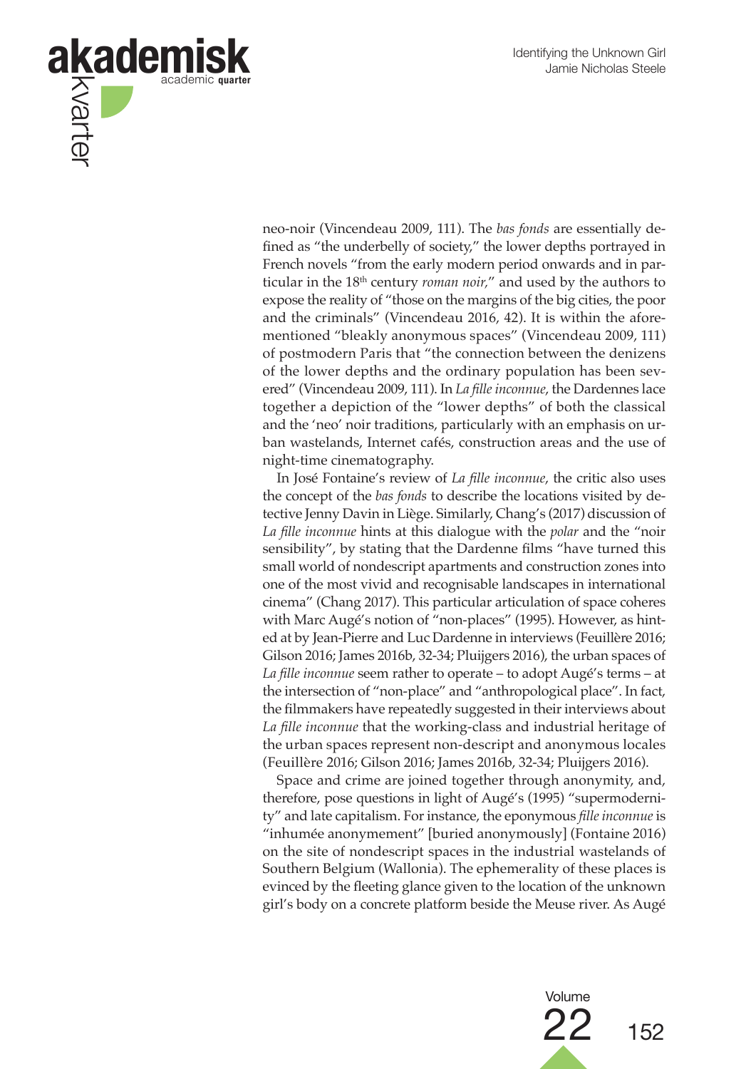neo-noir (Vincendeau 2009, 111). The *bas fonds* are essentially defined as "the underbelly of society," the lower depths portrayed in French novels "from the early modern period onwards and in particular in the 18th century *roman noir,*" and used by the authors to expose the reality of "those on the margins of the big cities, the poor and the criminals" (Vincendeau 2016, 42). It is within the aforementioned "bleakly anonymous spaces" (Vincendeau 2009, 111) of postmodern Paris that "the connection between the denizens of the lower depths and the ordinary population has been severed" (Vincendeau 2009, 111). In *La fille inconnue*, the Dardennes lace together a depiction of the "lower depths" of both the classical and the 'neo' noir traditions, particularly with an emphasis on urban wastelands, Internet cafés, construction areas and the use of night-time cinematography.

In José Fontaine's review of *La fille inconnue*, the critic also uses the concept of the *bas fonds* to describe the locations visited by detective Jenny Davin in Liège. Similarly, Chang's (2017) discussion of *La fille inconnue* hints at this dialogue with the *polar* and the "noir sensibility", by stating that the Dardenne films "have turned this small world of nondescript apartments and construction zones into one of the most vivid and recognisable landscapes in international cinema" (Chang 2017). This particular articulation of space coheres with Marc Augé's notion of "non-places" (1995). However, as hinted at by Jean-Pierre and Luc Dardenne in interviews (Feuillère 2016; Gilson 2016; James 2016b, 32-34; Pluijgers 2016), the urban spaces of *La fille inconnue* seem rather to operate – to adopt Augé's terms – at the intersection of "non-place" and "anthropological place". In fact, the filmmakers have repeatedly suggested in their interviews about *La fille inconnue* that the working-class and industrial heritage of the urban spaces represent non-descript and anonymous locales (Feuillère 2016; Gilson 2016; James 2016b, 32-34; Pluijgers 2016).

Space and crime are joined together through anonymity, and, therefore, pose questions in light of Augé's (1995) "supermodernity" and late capitalism. For instance, the eponymous *fille inconnue* is "inhumée anonymement" [buried anonymously] (Fontaine 2016) on the site of nondescript spaces in the industrial wastelands of Southern Belgium (Wallonia). The ephemerality of these places is evinced by the fleeting glance given to the location of the unknown girl's body on a concrete platform beside the Meuse river. As Augé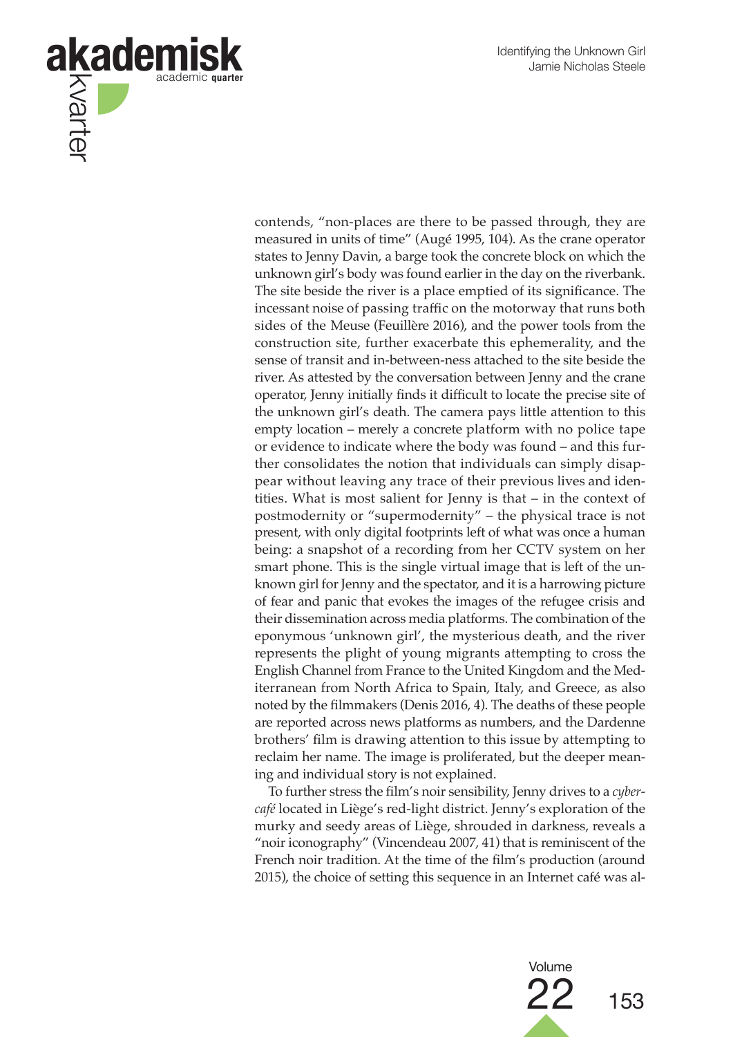contends, "non-places are there to be passed through, they are measured in units of time" (Augé 1995, 104). As the crane operator states to Jenny Davin, a barge took the concrete block on which the unknown girl's body was found earlier in the day on the riverbank. The site beside the river is a place emptied of its significance. The incessant noise of passing traffic on the motorway that runs both sides of the Meuse (Feuillère 2016), and the power tools from the construction site, further exacerbate this ephemerality, and the sense of transit and in-between-ness attached to the site beside the river. As attested by the conversation between Jenny and the crane operator, Jenny initially finds it difficult to locate the precise site of the unknown girl's death. The camera pays little attention to this empty location – merely a concrete platform with no police tape or evidence to indicate where the body was found – and this further consolidates the notion that individuals can simply disappear without leaving any trace of their previous lives and identities. What is most salient for Jenny is that – in the context of postmodernity or "supermodernity" – the physical trace is not present, with only digital footprints left of what was once a human being: a snapshot of a recording from her CCTV system on her smart phone. This is the single virtual image that is left of the unknown girl for Jenny and the spectator, and it is a harrowing picture of fear and panic that evokes the images of the refugee crisis and their dissemination across media platforms. The combination of the eponymous 'unknown girl', the mysterious death, and the river represents the plight of young migrants attempting to cross the English Channel from France to the United Kingdom and the Mediterranean from North Africa to Spain, Italy, and Greece, as also noted by the filmmakers (Denis 2016, 4). The deaths of these people are reported across news platforms as numbers, and the Dardenne brothers' film is drawing attention to this issue by attempting to reclaim her name. The image is proliferated, but the deeper meaning and individual story is not explained.

To further stress the film's noir sensibility, Jenny drives to a *cyber-café* located in Liège's red-light district. Jenny's exploration of the murky and seedy areas of Liège, shrouded in darkness, reveals a "noir iconography" (Vincendeau 2007, 41) that is reminiscent of the French noir tradition. At the time of the film's production (around 2015), the choice of setting this sequence in an Internet café was al-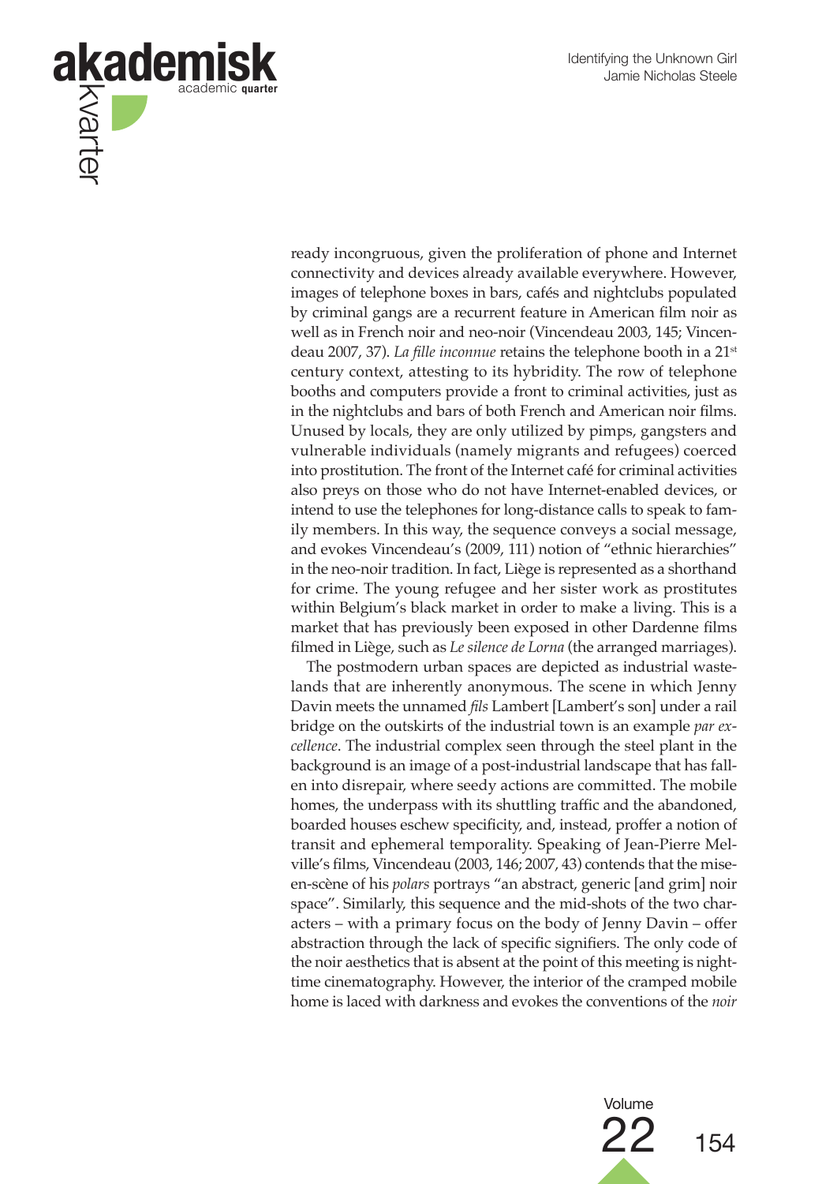ready incongruous, given the proliferation of phone and Internet connectivity and devices already available everywhere. However, images of telephone boxes in bars, cafés and nightclubs populated by criminal gangs are a recurrent feature in American film noir as well as in French noir and neo-noir (Vincendeau 2003, 145; Vincendeau 2007, 37). *La fille inconnue* retains the telephone booth in a 21st century context, attesting to its hybridity. The row of telephone booths and computers provide a front to criminal activities, just as in the nightclubs and bars of both French and American noir films. Unused by locals, they are only utilized by pimps, gangsters and vulnerable individuals (namely migrants and refugees) coerced into prostitution. The front of the Internet café for criminal activities also preys on those who do not have Internet-enabled devices, or intend to use the telephones for long-distance calls to speak to family members. In this way, the sequence conveys a social message, and evokes Vincendeau's (2009, 111) notion of "ethnic hierarchies" in the neo-noir tradition. In fact, Liège is represented as a shorthand for crime. The young refugee and her sister work as prostitutes within Belgium's black market in order to make a living. This is a market that has previously been exposed in other Dardenne films filmed in Liège, such as *Le silence de Lorna* (the arranged marriages).

The postmodern urban spaces are depicted as industrial wastelands that are inherently anonymous. The scene in which Jenny Davin meets the unnamed *fils* Lambert [Lambert's son] under a rail bridge on the outskirts of the industrial town is an example *par excellence*. The industrial complex seen through the steel plant in the background is an image of a post-industrial landscape that has fallen into disrepair, where seedy actions are committed. The mobile homes, the underpass with its shuttling traffic and the abandoned, boarded houses eschew specificity, and, instead, proffer a notion of transit and ephemeral temporality. Speaking of Jean-Pierre Melville's films, Vincendeau (2003, 146; 2007, 43) contends that the mise-en-scène of his *polars* portrays "an abstract, generic [and grim] noir space". Similarly, this sequence and the mid-shots of the two characters – with a primary focus on the body of Jenny Davin – offer abstraction through the lack of specific signifiers. The only code of the noir aesthetics that is absent at the point of this meeting is nighttime cinematography. However, the interior of the cramped mobile home is laced with darkness and evokes the conventions of the *noir*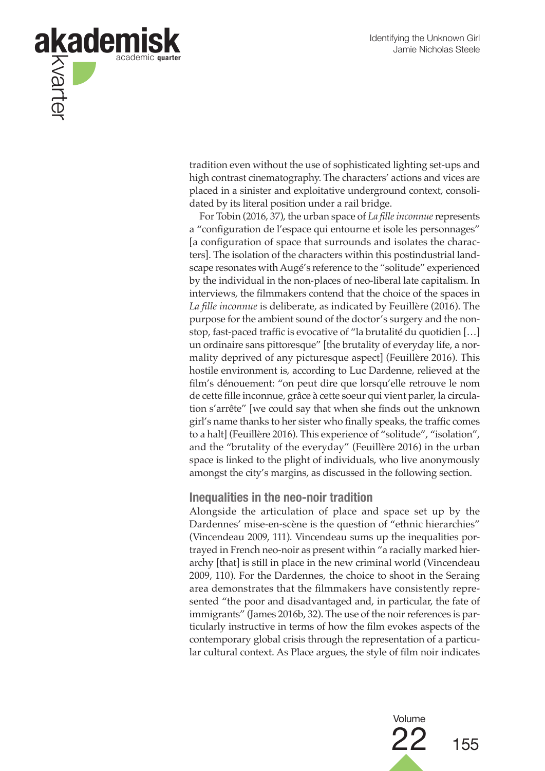tradition even without the use of sophisticated lighting set-ups and high contrast cinematography. The characters' actions and vices are placed in a sinister and exploitative underground context, consolidated by its literal position under a rail bridge.

For Tobin (2016, 37), the urban space of *La fille inconnue* represents a "configuration de l'espace qui entourne et isole les personnages" [a configuration of space that surrounds and isolates the characters]. The isolation of the characters within this postindustrial landscape resonates with Augé's reference to the "solitude" experienced by the individual in the non-places of neo-liberal late capitalism. In interviews, the filmmakers contend that the choice of the spaces in *La fille inconnue* is deliberate, as indicated by Feuillère (2016). The purpose for the ambient sound of the doctor's surgery and the non-stop, fast-paced traffic is evocative of "la brutalité du quotidien […] un ordinaire sans pittoresque" [the brutality of everyday life, a normality deprived of any picturesque aspect] (Feuillère 2016). This hostile environment is, according to Luc Dardenne, relieved at the film's dénouement: "on peut dire que lorsqu'elle retrouve le nom de cette fille inconnue, grâce à cette soeur qui vient parler, la circulation s'arrête" [we could say that when she finds out the unknown girl's name thanks to her sister who finally speaks, the traffic comes to a halt] (Feuillère 2016). This experience of "solitude", "isolation", and the "brutality of the everyday" (Feuillère 2016) in the urban space is linked to the plight of individuals, who live anonymously amongst the city's margins, as discussed in the following section.

## Inequalities in the neo-noir tradition

Alongside the articulation of place and space set up by the Dardennes' mise-en-scène is the question of "ethnic hierarchies" (Vincendeau 2009, 111). Vincendeau sums up the inequalities portrayed in French neo-noir as present within "a racially marked hierarchy [that] is still in place in the new criminal world (Vincendeau 2009, 110). For the Dardennes, the choice to shoot in the Seraing area demonstrates that the filmmakers have consistently represented "the poor and disadvantaged and, in particular, the fate of immigrants" (James 2016b, 32). The use of the noir references is particularly instructive in terms of how the film evokes aspects of the contemporary global crisis through the representation of a particular cultural context. As Place argues, the style of film noir indicates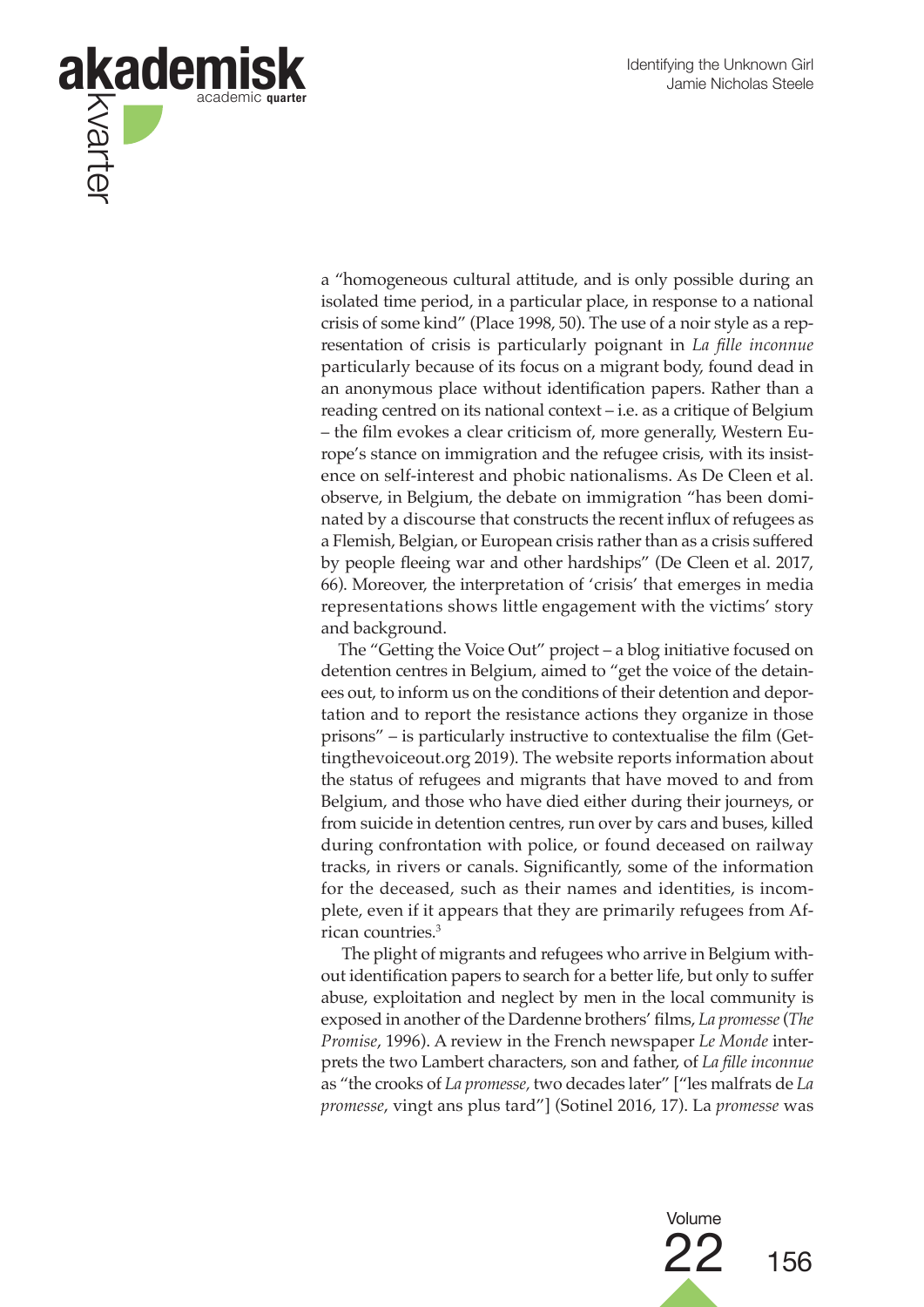a "homogeneous cultural attitude, and is only possible during an isolated time period, in a particular place, in response to a national crisis of some kind" (Place 1998, 50). The use of a noir style as a representation of crisis is particularly poignant in *La fille inconnue* particularly because of its focus on a migrant body, found dead in an anonymous place without identification papers. Rather than a reading centred on its national context – i.e. as a critique of Belgium – the film evokes a clear criticism of, more generally, Western Europe's stance on immigration and the refugee crisis, with its insistence on self-interest and phobic nationalisms. As De Cleen et al. observe, in Belgium, the debate on immigration "has been dominated by a discourse that constructs the recent influx of refugees as a Flemish, Belgian, or European crisis rather than as a crisis suffered by people fleeing war and other hardships" (De Cleen et al. 2017, 66). Moreover, the interpretation of 'crisis' that emerges in media representations shows little engagement with the victims' story and background.

The "Getting the Voice Out" project – a blog initiative focused on detention centres in Belgium, aimed to "get the voice of the detainees out, to inform us on the conditions of their detention and deportation and to report the resistance actions they organize in those prisons" – is particularly instructive to contextualise the film (Gettingthevoiceout.org 2019). The website reports information about the status of refugees and migrants that have moved to and from Belgium, and those who have died either during their journeys, or from suicide in detention centres, run over by cars and buses, killed during confrontation with police, or found deceased on railway tracks, in rivers or canals. Significantly, some of the information for the deceased, such as their names and identities, is incomplete, even if it appears that they are primarily refugees from African countries.[3]

The plight of migrants and refugees who arrive in Belgium without identification papers to search for a better life, but only to suffer abuse, exploitation and neglect by men in the local community is exposed in another of the Dardenne brothers' films, *La promesse* (*The Promise*, 1996). A review in the French newspaper *Le Monde* interprets the two Lambert characters, son and father, of *La fille inconnue* as "the crooks of *La promesse*, two decades later" ["les malfrats de *La promesse*, vingt ans plus tard"] (Sotinel 2016, 17). La *promesse* was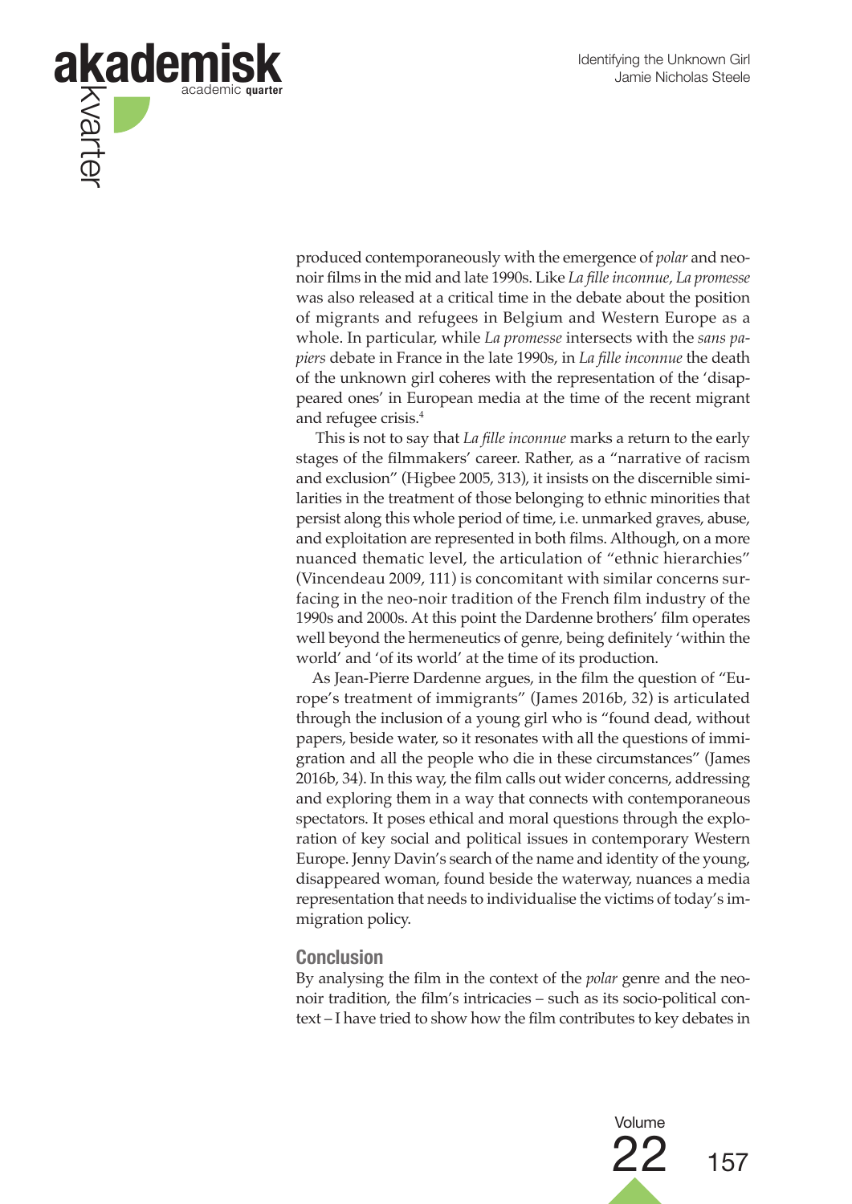produced contemporaneously with the emergence of *polar* and neo-noir films in the mid and late 1990s. Like *La fille inconnue, La promesse* was also released at a critical time in the debate about the position of migrants and refugees in Belgium and Western Europe as a whole. In particular, while *La promesse* intersects with the *sans papiers* debate in France in the late 1990s, in *La fille inconnue* the death of the unknown girl coheres with the representation of the 'disappeared ones' in European media at the time of the recent migrant and refugee crisis.[4]

This is not to say that *La fille inconnue* marks a return to the early stages of the filmmakers' career. Rather, as a "narrative of racism and exclusion" (Higbee 2005, 313), it insists on the discernible similarities in the treatment of those belonging to ethnic minorities that persist along this whole period of time, i.e. unmarked graves, abuse, and exploitation are represented in both films. Although, on a more nuanced thematic level, the articulation of "ethnic hierarchies" (Vincendeau 2009, 111) is concomitant with similar concerns surfacing in the neo-noir tradition of the French film industry of the 1990s and 2000s. At this point the Dardenne brothers' film operates well beyond the hermeneutics of genre, being definitely 'within the world' and 'of its world' at the time of its production.

As Jean-Pierre Dardenne argues, in the film the question of "Europe's treatment of immigrants" (James 2016b, 32) is articulated through the inclusion of a young girl who is "found dead, without papers, beside water, so it resonates with all the questions of immigration and all the people who die in these circumstances" (James 2016b, 34). In this way, the film calls out wider concerns, addressing and exploring them in a way that connects with contemporaneous spectators. It poses ethical and moral questions through the exploration of key social and political issues in contemporary Western Europe. Jenny Davin's search of the name and identity of the young, disappeared woman, found beside the waterway, nuances a media representation that needs to individualise the victims of today's immigration policy.

## Conclusion

By analysing the film in the context of the *polar* genre and the neo-noir tradition, the film's intricacies – such as its socio-political context – I have tried to show how the film contributes to key debates in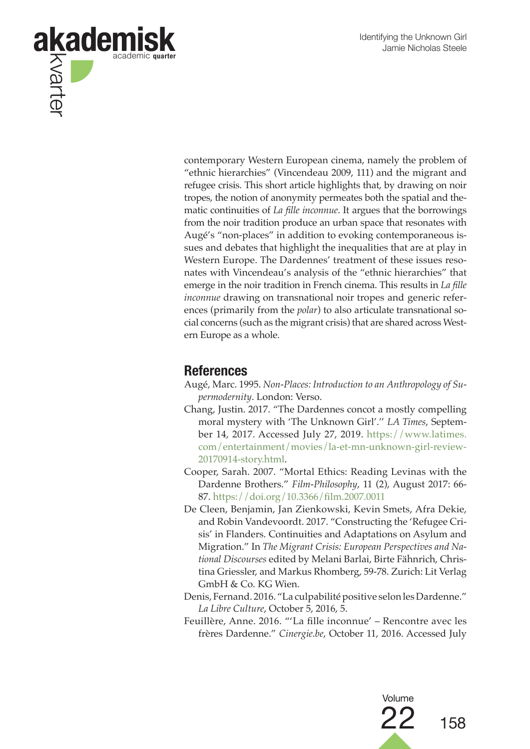contemporary Western European cinema, namely the problem of "ethnic hierarchies" (Vincendeau 2009, 111) and the migrant and refugee crisis. This short article highlights that, by drawing on noir tropes, the notion of anonymity permeates both the spatial and thematic continuities of *La fille inconnue*. It argues that the borrowings from the noir tradition produce an urban space that resonates with Augé's "non-places" in addition to evoking contemporaneous issues and debates that highlight the inequalities that are at play in Western Europe. The Dardennes' treatment of these issues resonates with Vincendeau's analysis of the "ethnic hierarchies" that emerge in the noir tradition in French cinema. This results in *La fille inconnue* drawing on transnational noir tropes and generic references (primarily from the *polar*) to also articulate transnational social concerns (such as the migrant crisis) that are shared across Western Europe as a whole.

## References

Augé, Marc. 1995. *Non-Places: Introduction to an Anthropology of Supermodernity*. London: Verso.

Chang, Justin. 2017. "The Dardennes concot a mostly compelling moral mystery with 'The Unknown Girl'." *LA Times*, September 14, 2017. Accessed July 27, 2019. https://www.latimes.com/entertainment/movies/la-et-mn-unknown-girl-review-20170914-story.html.

Cooper, Sarah. 2007. "Mortal Ethics: Reading Levinas with the Dardenne Brothers." *Film-Philosophy*, 11 (2), August 2017: 66-87. https://doi.org/10.3366/film.2007.0011

De Cleen, Benjamin, Jan Zienkowski, Kevin Smets, Afra Dekie, and Robin Vandevoordt. 2017. "Constructing the 'Refugee Crisis' in Flanders. Continuities and Adaptations on Asylum and Migration." In *The Migrant Crisis: European Perspectives and National Discourses* edited by Melani Barlai, Birte Fähnrich, Christina Griessler, and Markus Rhomberg, 59-78. Zurich: Lit Verlag GmbH & Co. KG Wien.

Denis, Fernand. 2016. "La culpabilité positive selon les Dardenne." *La Libre Culture*, October 5, 2016, 5.

Feuillère, Anne. 2016. "'La fille inconnue' – Rencontre avec les frères Dardenne." *Cinergie.be*, October 11, 2016. Accessed July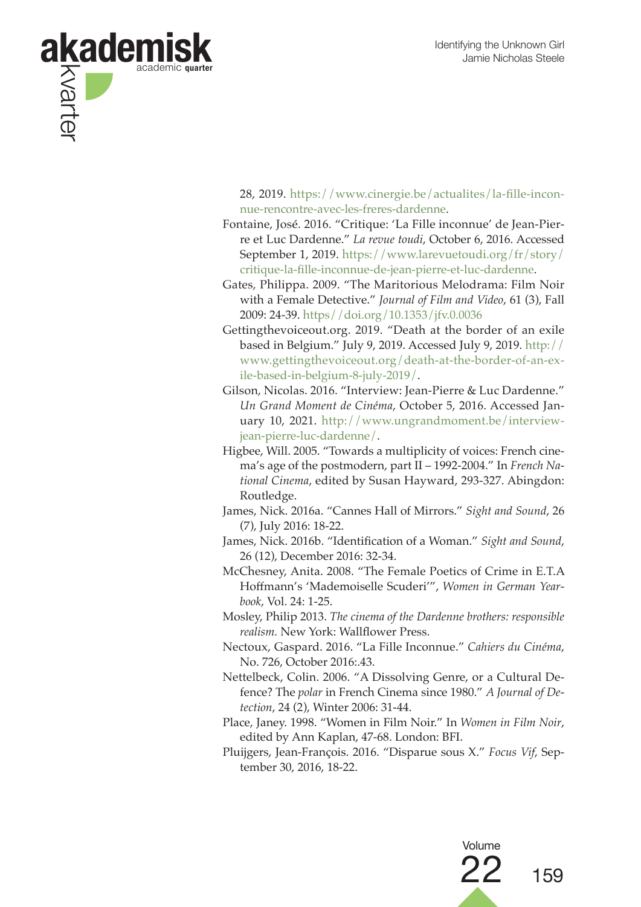28, 2019. https://www.cinergie.be/actualites/la-fille-inconnue-rencontre-avec-les-freres-dardenne.

Fontaine, José. 2016. "Critique: 'La Fille inconnue' de Jean-Pierre et Luc Dardenne." *La revue toudi*, October 6, 2016. Accessed September 1, 2019. https://www.larevuetoudi.org/fr/story/critique-la-fille-inconnue-de-jean-pierre-et-luc-dardenne.

Gates, Philippa. 2009. "The Maritorious Melodrama: Film Noir with a Female Detective." *Journal of Film and Video*, 61 (3), Fall 2009: 24-39. https://doi.org/10.1353/jfv.0.0036

Gettingthevoiceout.org. 2019. "Death at the border of an exile based in Belgium." July 9, 2019. Accessed July 9, 2019. http://www.gettingthevoiceout.org/death-at-the-border-of-an-exile-based-in-belgium-8-july-2019/.

Gilson, Nicolas. 2016. "Interview: Jean-Pierre & Luc Dardenne." *Un Grand Moment de Cinéma*, October 5, 2016. Accessed January 10, 2021. http://www.ungrandmoment.be/interview-jean-pierre-luc-dardenne/.

Higbee, Will. 2005. "Towards a multiplicity of voices: French cinema's age of the postmodern, part II – 1992-2004." In *French National Cinema*, edited by Susan Hayward, 293-327. Abingdon: Routledge.

James, Nick. 2016a. "Cannes Hall of Mirrors." *Sight and Sound*, 26 (7), July 2016: 18-22.

James, Nick. 2016b. "Identification of a Woman." *Sight and Sound*, 26 (12), December 2016: 32-34.

McChesney, Anita. 2008. "The Female Poetics of Crime in E.T.A Hoffmann's 'Mademoiselle Scuderi'", *Women in German Yearbook*, Vol. 24: 1-25.

Mosley, Philip 2013. *The cinema of the Dardenne brothers: responsible realism.* New York: Wallflower Press.

Nectoux, Gaspard. 2016. "La Fille Inconnue." *Cahiers du Cinéma*, No. 726, October 2016:.43.

Nettelbeck, Colin. 2006. "A Dissolving Genre, or a Cultural Defence? The *polar* in French Cinema since 1980." *A Journal of Detection*, 24 (2), Winter 2006: 31-44.

Place, Janey. 1998. "Women in Film Noir." In *Women in Film Noir*, edited by Ann Kaplan, 47-68. London: BFI.

Pluijgers, Jean-François. 2016. "Disparue sous X." *Focus Vif*, September 30, 2016, 18-22.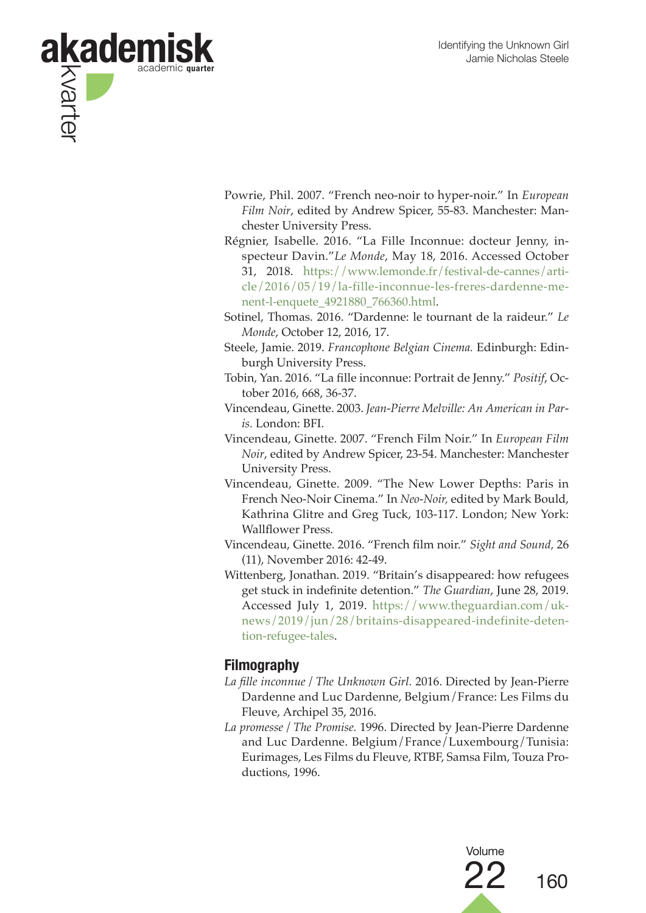Powrie, Phil. 2007. "French neo-noir to hyper-noir." In *European Film Noir*, edited by Andrew Spicer, 55-83. Manchester: Manchester University Press.

Régnier, Isabelle. 2016. "La Fille Inconnue: docteur Jenny, inspecteur Davin."*Le Monde*, May 18, 2016. Accessed October 31, 2018. https://www.lemonde.fr/festival-de-cannes/article/2016/05/19/la-fille-inconnue-les-freres-dardenne-menent-l-enquete_4921880_766360.html.

Sotinel, Thomas. 2016. "Dardenne: le tournant de la raideur." *Le Monde*, October 12, 2016, 17.

Steele, Jamie. 2019. *Francophone Belgian Cinema.* Edinburgh: Edinburgh University Press.

Tobin, Yan. 2016. "La fille inconnue: Portrait de Jenny." *Positif*, October 2016, 668, 36-37.

Vincendeau, Ginette. 2003. *Jean-Pierre Melville: An American in Paris.* London: BFI.

Vincendeau, Ginette. 2007. "French Film Noir." In *European Film Noir*, edited by Andrew Spicer, 23-54. Manchester: Manchester University Press.

Vincendeau, Ginette. 2009. "The New Lower Depths: Paris in French Neo-Noir Cinema." In *Neo-Noir,* edited by Mark Bould, Kathrina Glitre and Greg Tuck, 103-117. London; New York: Wallflower Press.

Vincendeau, Ginette. 2016. "French film noir." *Sight and Sound,* 26 (11), November 2016: 42-49.

Wittenberg, Jonathan. 2019. "Britain's disappeared: how refugees get stuck in indefinite detention." *The Guardian*, June 28, 2019. Accessed July 1, 2019. https://www.theguardian.com/uk-news/2019/jun/28/britains-disappeared-indefinite-detention-refugee-tales.

## Filmography

*La fille inconnue / The Unknown Girl.* 2016. Directed by Jean-Pierre Dardenne and Luc Dardenne, Belgium/France: Les Films du Fleuve, Archipel 35, 2016.

*La promesse / The Promise.* 1996. Directed by Jean-Pierre Dardenne and Luc Dardenne. Belgium/France/Luxembourg/Tunisia: Eurimages, Les Films du Fleuve, RTBF, Samsa Film, Touza Productions, 1996.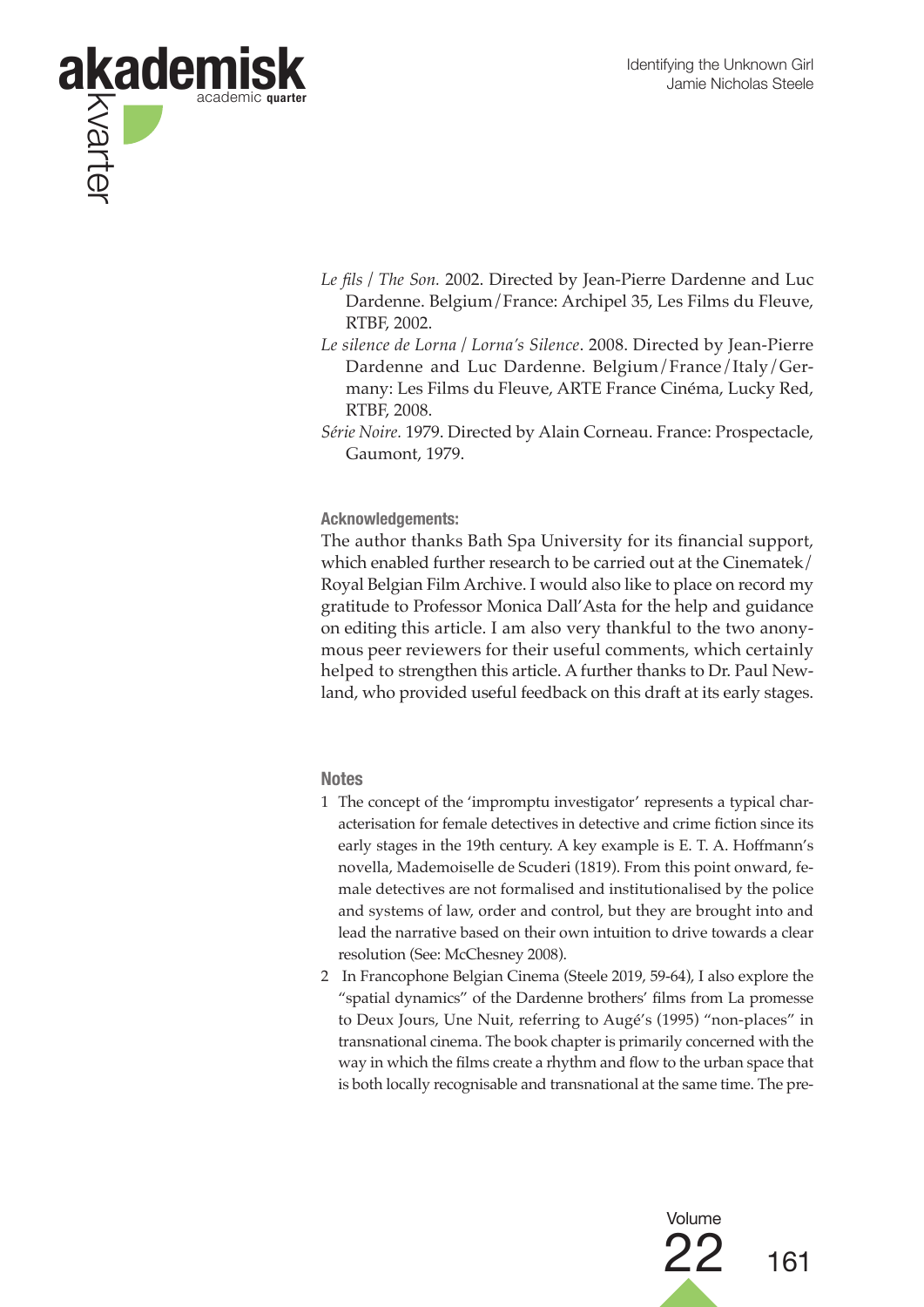*Le fils / The Son.* 2002. Directed by Jean-Pierre Dardenne and Luc Dardenne. Belgium/France: Archipel 35, Les Films du Fleuve, RTBF, 2002.

*Le silence de Lorna / Lorna's Silence*. 2008. Directed by Jean-Pierre Dardenne and Luc Dardenne. Belgium/France/Italy/Germany: Les Films du Fleuve, ARTE France Cinéma, Lucky Red, RTBF, 2008.

*Série Noire.* 1979. Directed by Alain Corneau. France: Prospectacle, Gaumont, 1979.

#### Acknowledgements:

The author thanks Bath Spa University for its financial support, which enabled further research to be carried out at the Cinematek/Royal Belgian Film Archive. I would also like to place on record my gratitude to Professor Monica Dall'Asta for the help and guidance on editing this article. I am also very thankful to the two anonymous peer reviewers for their useful comments, which certainly helped to strengthen this article. A further thanks to Dr. Paul Newland, who provided useful feedback on this draft at its early stages.

#### Notes

1. The concept of the 'impromptu investigator' represents a typical characterisation for female detectives in detective and crime fiction since its early stages in the 19th century. A key example is E. T. A. Hoffmann's novella, Mademoiselle de Scuderi (1819). From this point onward, female detectives are not formalised and institutionalised by the police and systems of law, order and control, but they are brought into and lead the narrative based on their own intuition to drive towards a clear resolution (See: McChesney 2008).
2. In Francophone Belgian Cinema (Steele 2019, 59-64), I also explore the "spatial dynamics" of the Dardenne brothers' films from La promesse to Deux Jours, Une Nuit, referring to Augé's (1995) "non-places" in transnational cinema. The book chapter is primarily concerned with the way in which the films create a rhythm and flow to the urban space that is both locally recognisable and transnational at the same time. The pre-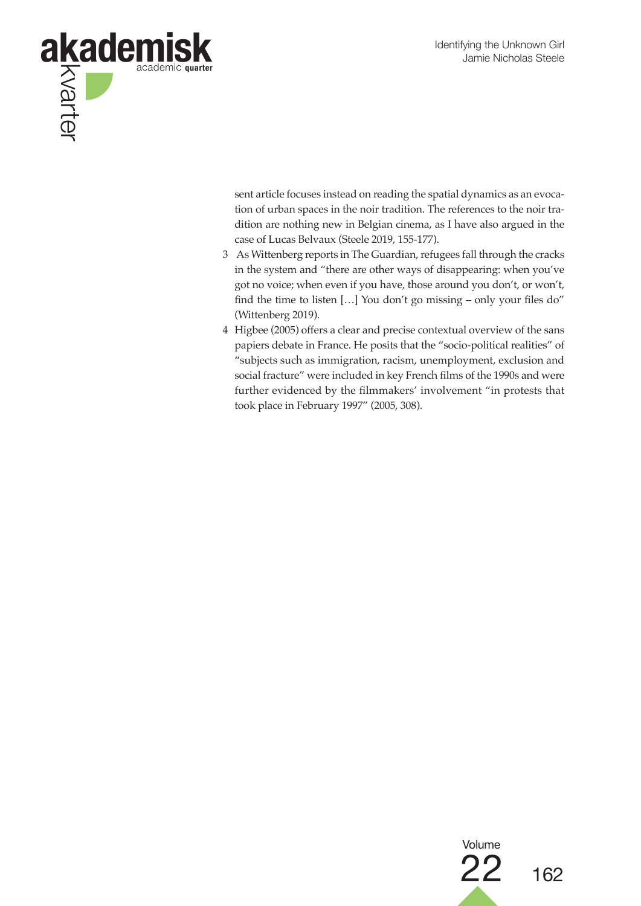sent article focuses instead on reading the spatial dynamics as an evocation of urban spaces in the noir tradition. The references to the noir tradition are nothing new in Belgian cinema, as I have also argued in the case of Lucas Belvaux (Steele 2019, 155-177).

3 As Wittenberg reports in The Guardian, refugees fall through the cracks in the system and "there are other ways of disappearing: when you've got no voice; when even if you have, those around you don't, or won't, find the time to listen […] You don't go missing – only your files do" (Wittenberg 2019).

4 Higbee (2005) offers a clear and precise contextual overview of the sans papiers debate in France. He posits that the "socio-political realities" of "subjects such as immigration, racism, unemployment, exclusion and social fracture" were included in key French films of the 1990s and were further evidenced by the filmmakers' involvement "in protests that took place in February 1997" (2005, 308).